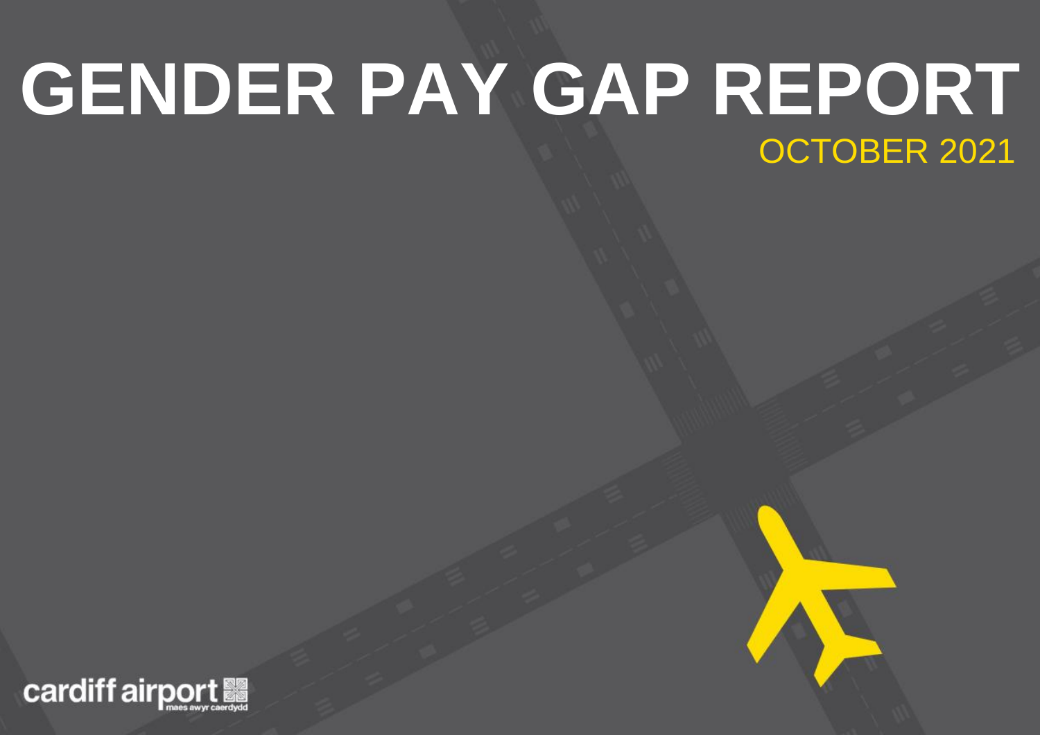# GENDER PAY GAP REPORT

OCTOBER 2021

cardiff airport
maes awyr caerdydd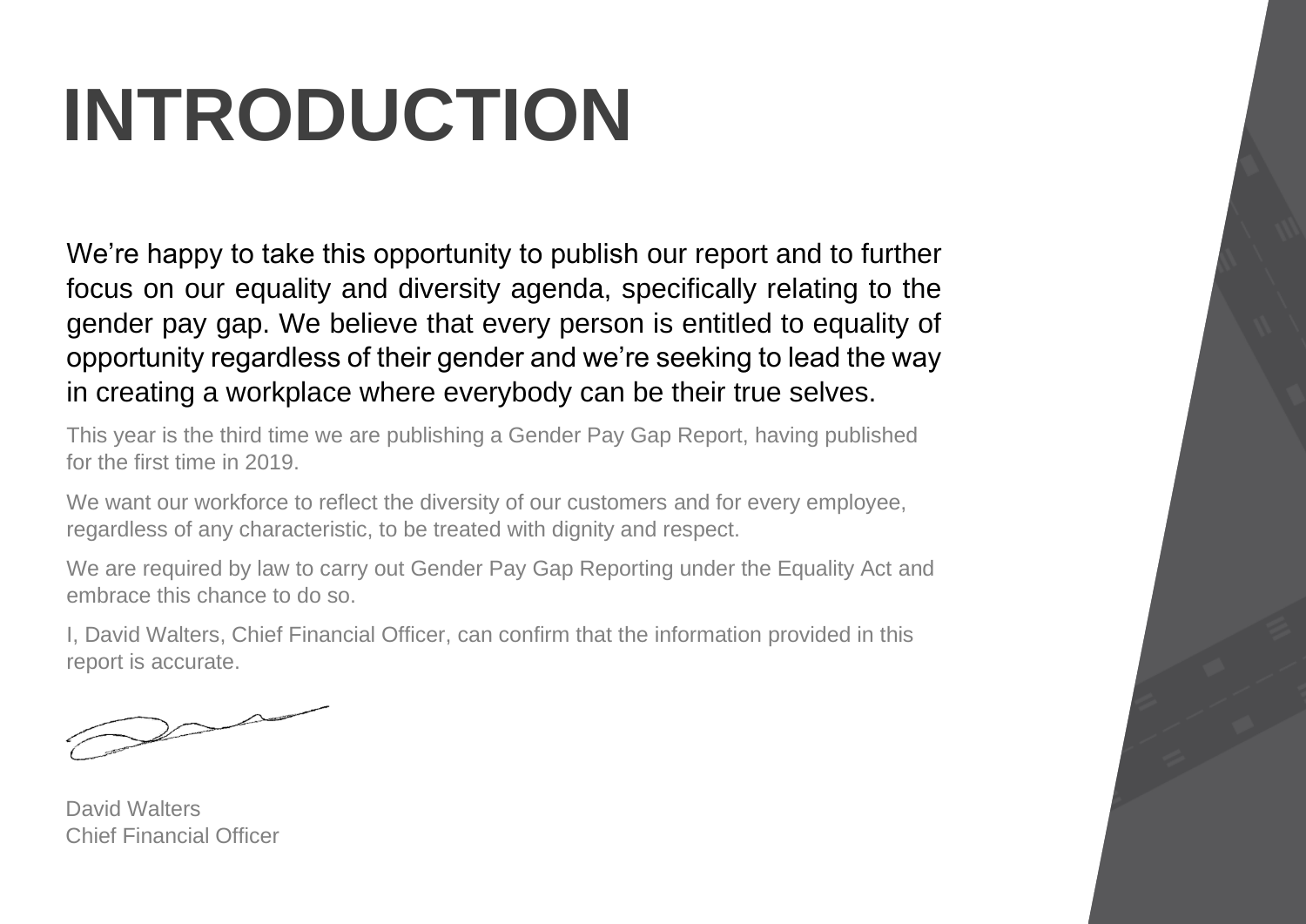# INTRODUCTION

We’re happy to take this opportunity to publish our report and to further focus on our equality and diversity agenda, specifically relating to the gender pay gap. We believe that every person is entitled to equality of opportunity regardless of their gender and we’re seeking to lead the way in creating a workplace where everybody can be their true selves.

This year is the third time we are publishing a Gender Pay Gap Report, having published for the first time in 2019.

We want our workforce to reflect the diversity of our customers and for every employee, regardless of any characteristic, to be treated with dignity and respect.

We are required by law to carry out Gender Pay Gap Reporting under the Equality Act and embrace this chance to do so.

I, David Walters, Chief Financial Officer, can confirm that the information provided in this report is accurate.

David Walters
Chief Financial Officer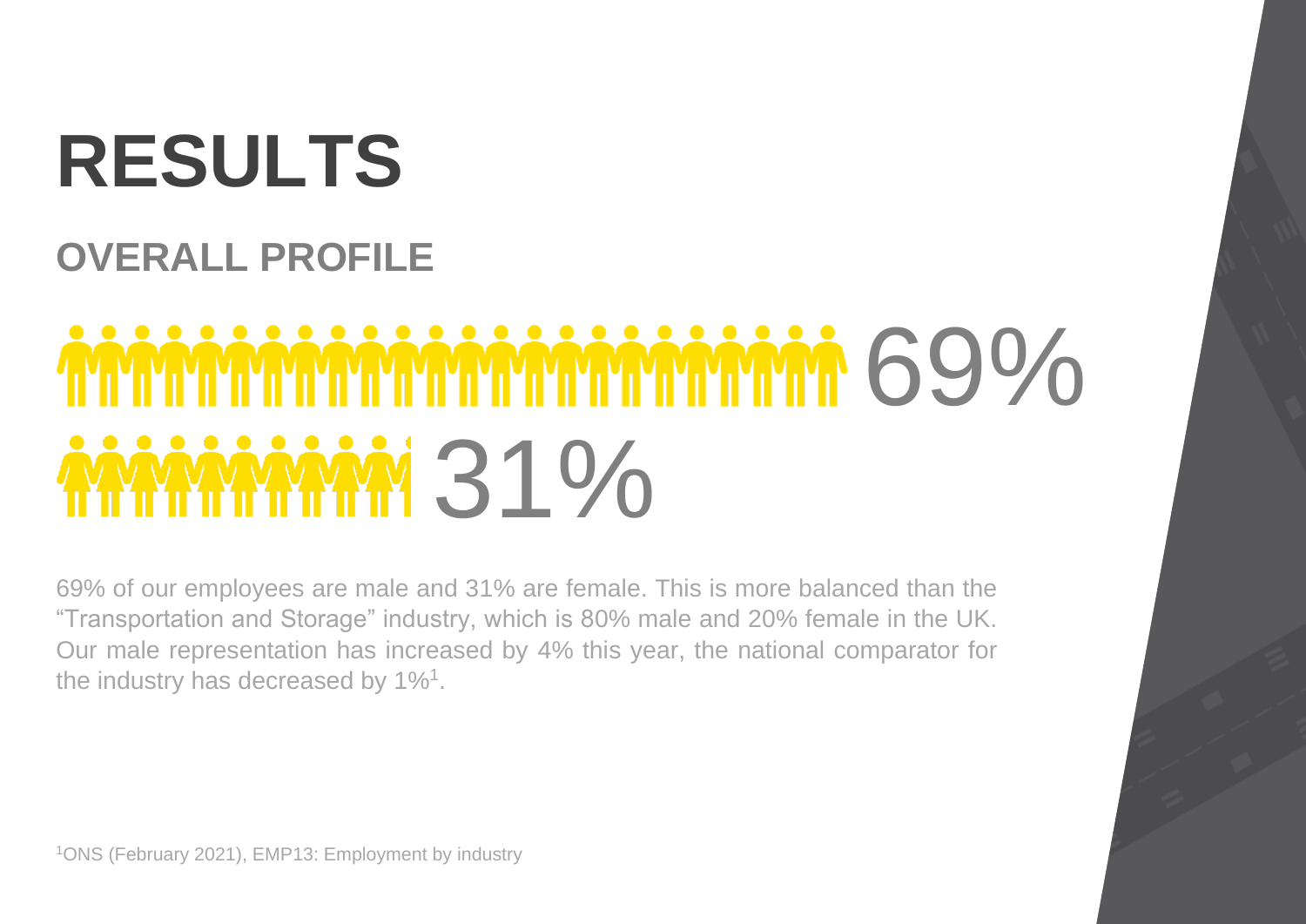# RESULTS

## OVERALL PROFILE

69%

31%

69% of our employees are male and 31% are female. This is more balanced than the "Transportation and Storage" industry, which is 80% male and 20% female in the UK. Our male representation has increased by 4% this year, the national comparator for the industry has decreased by 1%[1].

[1]ONS (February 2021), EMP13: Employment by industry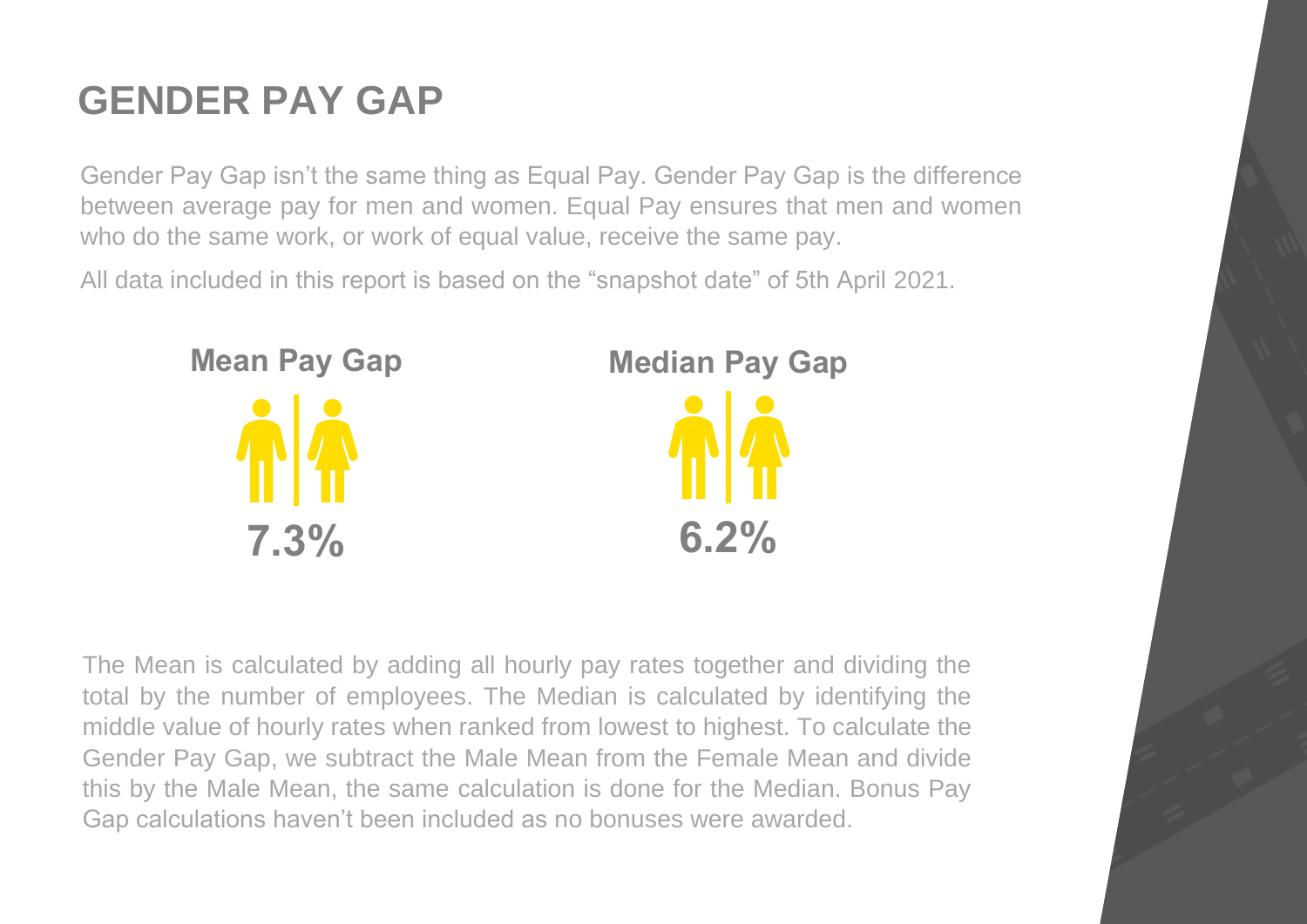# GENDER PAY GAP

Gender Pay Gap isn't the same thing as Equal Pay. Gender Pay Gap is the difference between average pay for men and women. Equal Pay ensures that men and women who do the same work, or work of equal value, receive the same pay.

All data included in this report is based on the "snapshot date" of 5th April 2021.

**Mean Pay Gap**

**7.3%**

**Median Pay Gap**

**6.2%**

The Mean is calculated by adding all hourly pay rates together and dividing the total by the number of employees. The Median is calculated by identifying the middle value of hourly rates when ranked from lowest to highest. To calculate the Gender Pay Gap, we subtract the Male Mean from the Female Mean and divide this by the Male Mean, the same calculation is done for the Median. Bonus Pay Gap calculations haven't been included as no bonuses were awarded.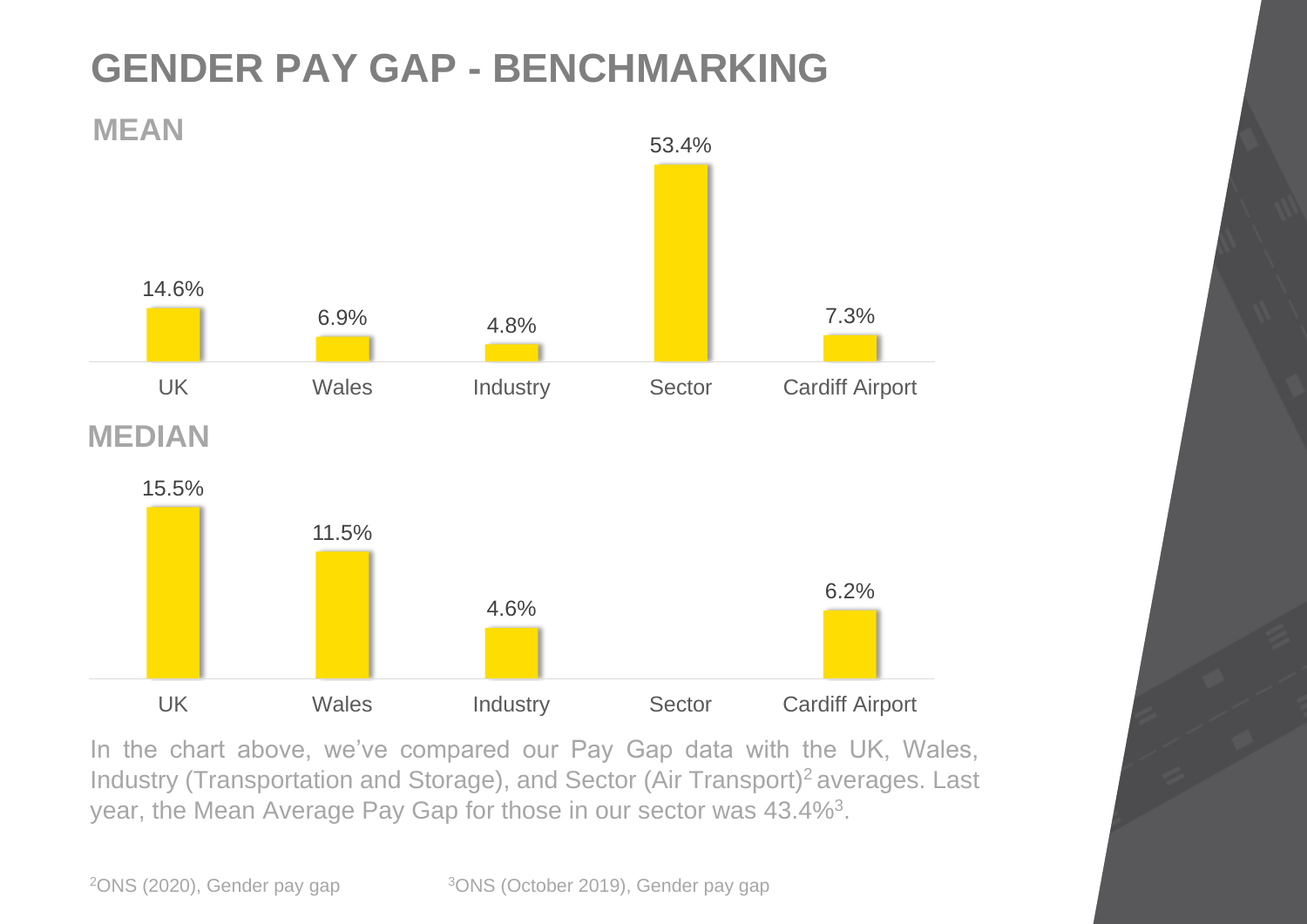# GENDER PAY GAP - BENCHMARKING

## MEAN

| UK | Wales | Industry | Sector | Cardiff Airport |
|---|---|---|---|---|
| 14.6% | 6.9% | 4.8% | 53.4% | 7.3% |

## MEDIAN

| UK | Wales | Industry | Sector | Cardiff Airport |
|---|---|---|---|---|
| 15.5% | 11.5% | 4.6% | | 6.2% |

In the chart above, we've compared our Pay Gap data with the UK, Wales, Industry (Transportation and Storage), and Sector (Air Transport)[2] averages. Last year, the Mean Average Pay Gap for those in our sector was 43.4%[3].

[2]ONS (2020), Gender pay gap [3]ONS (October 2019), Gender pay gap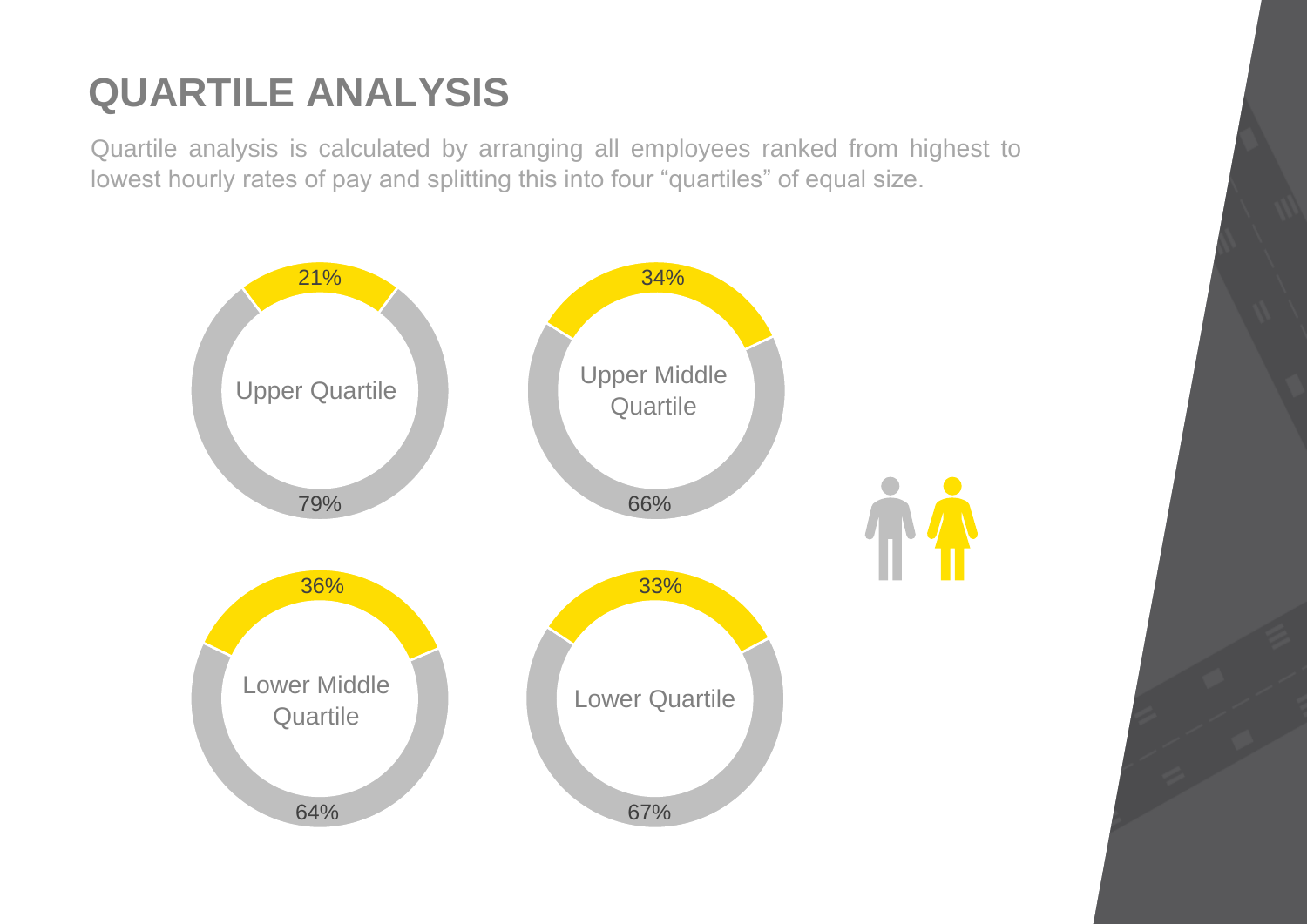# QUARTILE ANALYSIS

Quartile analysis is calculated by arranging all employees ranked from highest to lowest hourly rates of pay and splitting this into four "quartiles" of equal size.

Upper Quartile

21%

79%

Upper Middle Quartile

34%

66%

Lower Middle Quartile

36%

64%

Lower Quartile

33%

67%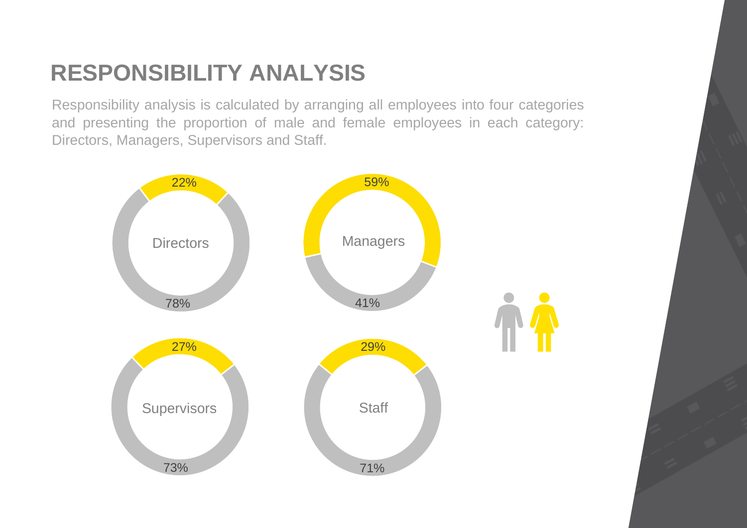# RESPONSIBILITY ANALYSIS

Responsibility analysis is calculated by arranging all employees into four categories and presenting the proportion of male and female employees in each category: Directors, Managers, Supervisors and Staff.

Directors
22%
78%

Managers
59%
41%

Supervisors
27%
73%

Staff
29%
71%